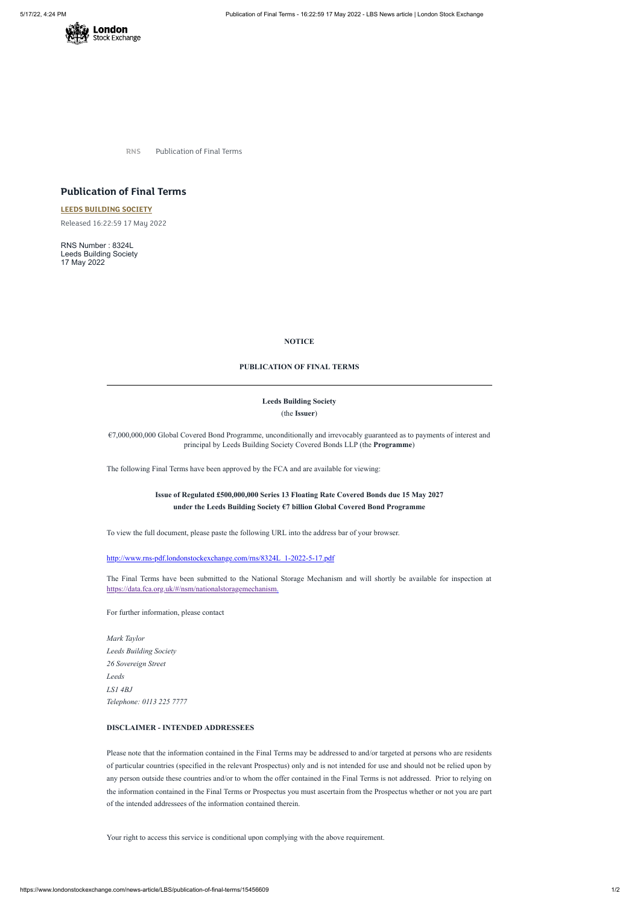RNS Publication of Final Terms

# Publication of Final Terms

**LEEDS BUILDING SOCIETY**

Released 16:22:59 17 May 2022

RNS Number : 8324L
Leeds Building Society
17 May 2022

**NOTICE**

**PUBLICATION OF FINAL TERMS**

---

**Leeds Building Society**
(the **Issuer**)

€7,000,000,000 Global Covered Bond Programme, unconditionally and irrevocably guaranteed as to payments of interest and principal by Leeds Building Society Covered Bonds LLP (the **Programme**)

The following Final Terms have been approved by the FCA and are available for viewing:

**Issue of Regulated £500,000,000 Series 13 Floating Rate Covered Bonds due 15 May 2027 under the Leeds Building Society €7 billion Global Covered Bond Programme**

To view the full document, please paste the following URL into the address bar of your browser.

http://www.rns-pdf.londonstockexchange.com/rns/8324L_1-2022-5-17.pdf

The Final Terms have been submitted to the National Storage Mechanism and will shortly be available for inspection at https://data.fca.org.uk/#/nsm/nationalstoragemechanism.

For further information, please contact

*Mark Taylor*
*Leeds Building Society*
*26 Sovereign Street*
*Leeds*
*LS1 4BJ*
*Telephone: 0113 225 7777*

**DISCLAIMER - INTENDED ADDRESSEES**

Please note that the information contained in the Final Terms may be addressed to and/or targeted at persons who are residents of particular countries (specified in the relevant Prospectus) only and is not intended for use and should not be relied upon by any person outside these countries and/or to whom the offer contained in the Final Terms is not addressed. Prior to relying on the information contained in the Final Terms or Prospectus you must ascertain from the Prospectus whether or not you are part of the intended addressees of the information contained therein.

Your right to access this service is conditional upon complying with the above requirement.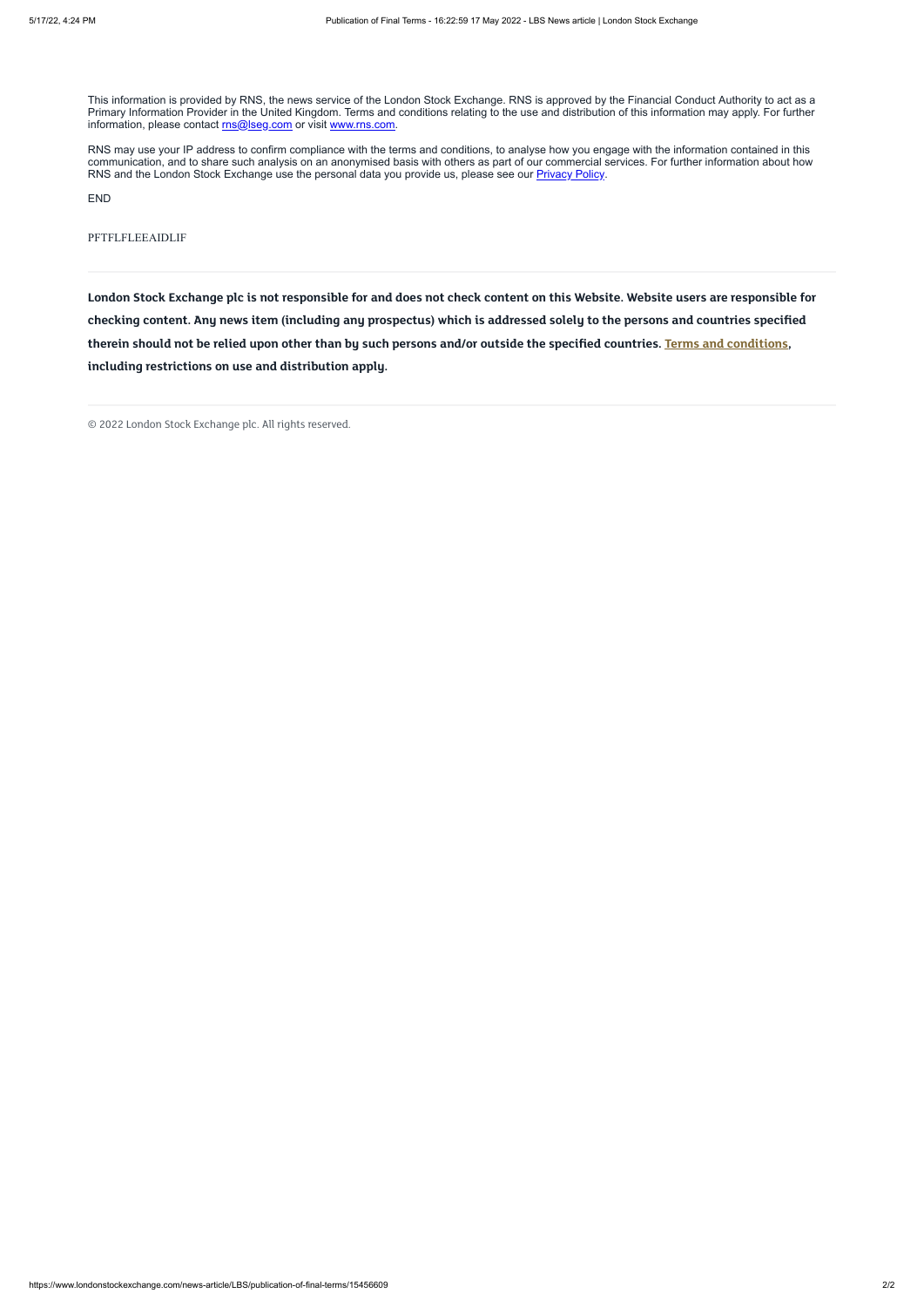This information is provided by RNS, the news service of the London Stock Exchange. RNS is approved by the Financial Conduct Authority to act as a Primary Information Provider in the United Kingdom. Terms and conditions relating to the use and distribution of this information may apply. For further information, please contact rns@lseg.com or visit www.rns.com.

RNS may use your IP address to confirm compliance with the terms and conditions, to analyse how you engage with the information contained in this communication, and to share such analysis on an anonymised basis with others as part of our commercial services. For further information about how RNS and the London Stock Exchange use the personal data you provide us, please see our Privacy Policy.

END

PFTFLFLEEAIDLIF

---

**London Stock Exchange plc is not responsible for and does not check content on this Website. Website users are responsible for checking content. Any news item (including any prospectus) which is addressed solely to the persons and countries specified therein should not be relied upon other than by such persons and/or outside the specified countries. Terms and conditions, including restrictions on use and distribution apply.**

---

© 2022 London Stock Exchange plc. All rights reserved.